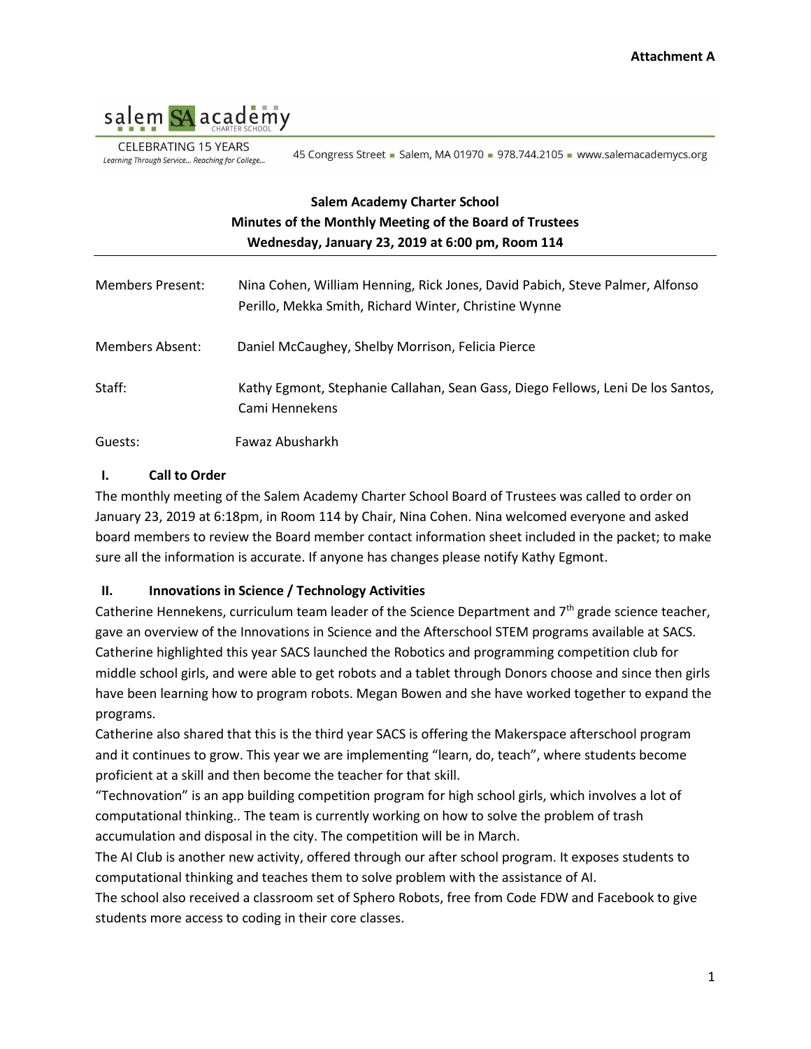**Attachment A**

salem SA academy CHARTER SCHOOL

CELEBRATING 15 YEARS

*Learning Through Service... Reaching for College...*

45 Congress Street ▪ Salem, MA 01970 ▪ 978.744.2105 ▪ www.salemacademycs.org

**Salem Academy Charter School**
**Minutes of the Monthly Meeting of the Board of Trustees**
**Wednesday, January 23, 2019 at 6:00 pm, Room 114**

| | |
|---|---|
| Members Present: | Nina Cohen, William Henning, Rick Jones, David Pabich, Steve Palmer, Alfonso Perillo, Mekka Smith, Richard Winter, Christine Wynne |
| Members Absent: | Daniel McCaughey, Shelby Morrison, Felicia Pierce |
| Staff: | Kathy Egmont, Stephanie Callahan, Sean Gass, Diego Fellows, Leni De los Santos, Cami Hennekens |
| Guests: | Fawaz Abusharkh |

## I. Call to Order

The monthly meeting of the Salem Academy Charter School Board of Trustees was called to order on January 23, 2019 at 6:18pm, in Room 114 by Chair, Nina Cohen. Nina welcomed everyone and asked board members to review the Board member contact information sheet included in the packet; to make sure all the information is accurate. If anyone has changes please notify Kathy Egmont.

## II. Innovations in Science / Technology Activities

Catherine Hennekens, curriculum team leader of the Science Department and 7th grade science teacher, gave an overview of the Innovations in Science and the Afterschool STEM programs available at SACS. Catherine highlighted this year SACS launched the Robotics and programming competition club for middle school girls, and were able to get robots and a tablet through Donors choose and since then girls have been learning how to program robots. Megan Bowen and she have worked together to expand the programs.

Catherine also shared that this is the third year SACS is offering the Makerspace afterschool program and it continues to grow. This year we are implementing "learn, do, teach", where students become proficient at a skill and then become the teacher for that skill.

"Technovation" is an app building competition program for high school girls, which involves a lot of computational thinking.. The team is currently working on how to solve the problem of trash accumulation and disposal in the city. The competition will be in March.

The AI Club is another new activity, offered through our after school program. It exposes students to computational thinking and teaches them to solve problem with the assistance of AI.

The school also received a classroom set of Sphero Robots, free from Code FDW and Facebook to give students more access to coding in their core classes.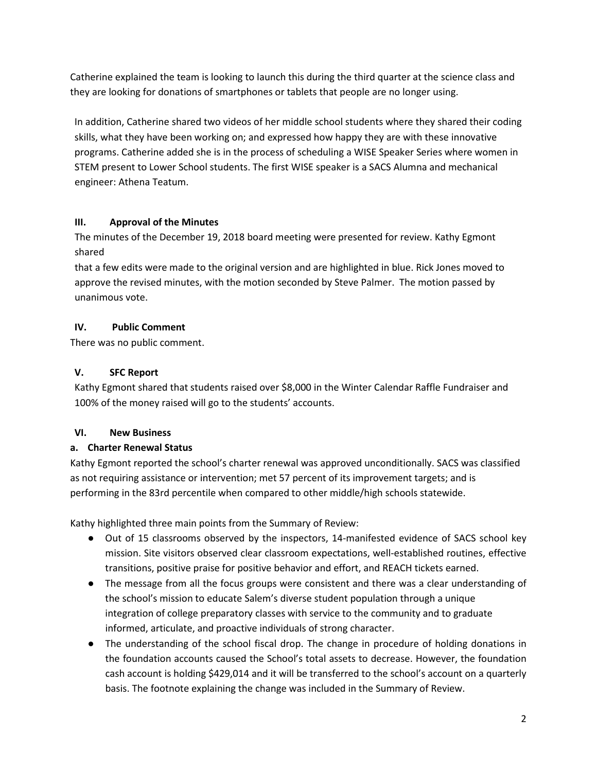Catherine explained the team is looking to launch this during the third quarter at the science class and they are looking for donations of smartphones or tablets that people are no longer using.

In addition, Catherine shared two videos of her middle school students where they shared their coding skills, what they have been working on; and expressed how happy they are with these innovative programs. Catherine added she is in the process of scheduling a WISE Speaker Series where women in STEM present to Lower School students. The first WISE speaker is a SACS Alumna and mechanical engineer: Athena Teatum.

### III. Approval of the Minutes

The minutes of the December 19, 2018 board meeting were presented for review. Kathy Egmont shared
that a few edits were made to the original version and are highlighted in blue. Rick Jones moved to approve the revised minutes, with the motion seconded by Steve Palmer. The motion passed by unanimous vote.

### IV. Public Comment

There was no public comment.

### V. SFC Report

Kathy Egmont shared that students raised over $8,000 in the Winter Calendar Raffle Fundraiser and 100% of the money raised will go to the students' accounts.

### VI. New Business

#### a. Charter Renewal Status

Kathy Egmont reported the school's charter renewal was approved unconditionally. SACS was classified as not requiring assistance or intervention; met 57 percent of its improvement targets; and is performing in the 83rd percentile when compared to other middle/high schools statewide.

Kathy highlighted three main points from the Summary of Review:

- Out of 15 classrooms observed by the inspectors, 14-manifested evidence of SACS school key mission. Site visitors observed clear classroom expectations, well-established routines, effective transitions, positive praise for positive behavior and effort, and REACH tickets earned.
- The message from all the focus groups were consistent and there was a clear understanding of the school's mission to educate Salem's diverse student population through a unique integration of college preparatory classes with service to the community and to graduate informed, articulate, and proactive individuals of strong character.
- The understanding of the school fiscal drop. The change in procedure of holding donations in the foundation accounts caused the School's total assets to decrease. However, the foundation cash account is holding $429,014 and it will be transferred to the school's account on a quarterly basis. The footnote explaining the change was included in the Summary of Review.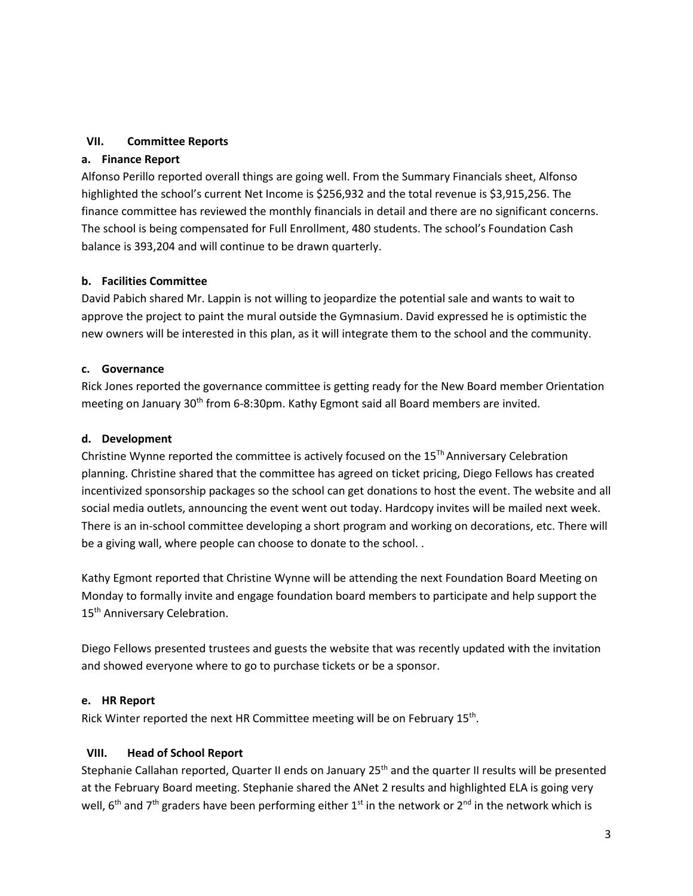## VII. Committee Reports

### a. Finance Report

Alfonso Perillo reported overall things are going well. From the Summary Financials sheet, Alfonso highlighted the school's current Net Income is $256,932 and the total revenue is $3,915,256. The finance committee has reviewed the monthly financials in detail and there are no significant concerns. The school is being compensated for Full Enrollment, 480 students. The school's Foundation Cash balance is 393,204 and will continue to be drawn quarterly.

### b. Facilities Committee

David Pabich shared Mr. Lappin is not willing to jeopardize the potential sale and wants to wait to approve the project to paint the mural outside the Gymnasium. David expressed he is optimistic the new owners will be interested in this plan, as it will integrate them to the school and the community.

### c. Governance

Rick Jones reported the governance committee is getting ready for the New Board member Orientation meeting on January 30th from 6-8:30pm. Kathy Egmont said all Board members are invited.

### d. Development

Christine Wynne reported the committee is actively focused on the 15Th Anniversary Celebration planning. Christine shared that the committee has agreed on ticket pricing, Diego Fellows has created incentivized sponsorship packages so the school can get donations to host the event. The website and all social media outlets, announcing the event went out today. Hardcopy invites will be mailed next week. There is an in-school committee developing a short program and working on decorations, etc. There will be a giving wall, where people can choose to donate to the school. .

Kathy Egmont reported that Christine Wynne will be attending the next Foundation Board Meeting on Monday to formally invite and engage foundation board members to participate and help support the 15th Anniversary Celebration.

Diego Fellows presented trustees and guests the website that was recently updated with the invitation and showed everyone where to go to purchase tickets or be a sponsor.

### e. HR Report

Rick Winter reported the next HR Committee meeting will be on February 15th.

## VIII. Head of School Report

Stephanie Callahan reported, Quarter II ends on January 25th and the quarter II results will be presented at the February Board meeting. Stephanie shared the ANet 2 results and highlighted ELA is going very well, 6th and 7th graders have been performing either 1st in the network or 2nd in the network which is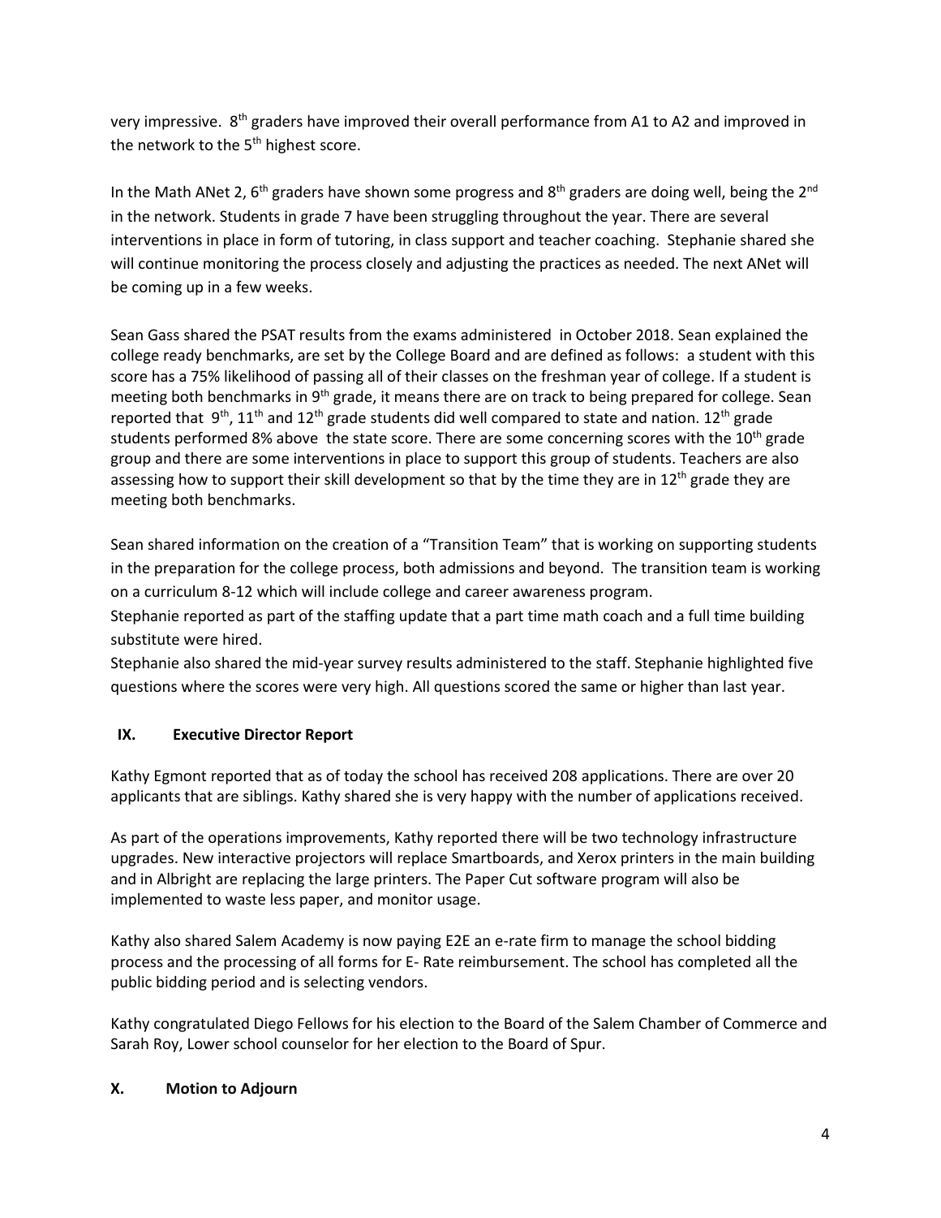very impressive. 8th graders have improved their overall performance from A1 to A2 and improved in the network to the 5th highest score.

In the Math ANet 2, 6th graders have shown some progress and 8th graders are doing well, being the 2nd in the network. Students in grade 7 have been struggling throughout the year. There are several interventions in place in form of tutoring, in class support and teacher coaching. Stephanie shared she will continue monitoring the process closely and adjusting the practices as needed. The next ANet will be coming up in a few weeks.

Sean Gass shared the PSAT results from the exams administered in October 2018. Sean explained the college ready benchmarks, are set by the College Board and are defined as follows: a student with this score has a 75% likelihood of passing all of their classes on the freshman year of college. If a student is meeting both benchmarks in 9th grade, it means there are on track to being prepared for college. Sean reported that 9th, 11th and 12th grade students did well compared to state and nation. 12th grade students performed 8% above the state score. There are some concerning scores with the 10th grade group and there are some interventions in place to support this group of students. Teachers are also assessing how to support their skill development so that by the time they are in 12th grade they are meeting both benchmarks.

Sean shared information on the creation of a "Transition Team" that is working on supporting students in the preparation for the college process, both admissions and beyond. The transition team is working on a curriculum 8-12 which will include college and career awareness program.

Stephanie reported as part of the staffing update that a part time math coach and a full time building substitute were hired.

Stephanie also shared the mid-year survey results administered to the staff. Stephanie highlighted five questions where the scores were very high. All questions scored the same or higher than last year.

## IX. Executive Director Report

Kathy Egmont reported that as of today the school has received 208 applications. There are over 20 applicants that are siblings. Kathy shared she is very happy with the number of applications received.

As part of the operations improvements, Kathy reported there will be two technology infrastructure upgrades. New interactive projectors will replace Smartboards, and Xerox printers in the main building and in Albright are replacing the large printers. The Paper Cut software program will also be implemented to waste less paper, and monitor usage.

Kathy also shared Salem Academy is now paying E2E an e-rate firm to manage the school bidding process and the processing of all forms for E- Rate reimbursement. The school has completed all the public bidding period and is selecting vendors.

Kathy congratulated Diego Fellows for his election to the Board of the Salem Chamber of Commerce and Sarah Roy, Lower school counselor for her election to the Board of Spur.

## X. Motion to Adjourn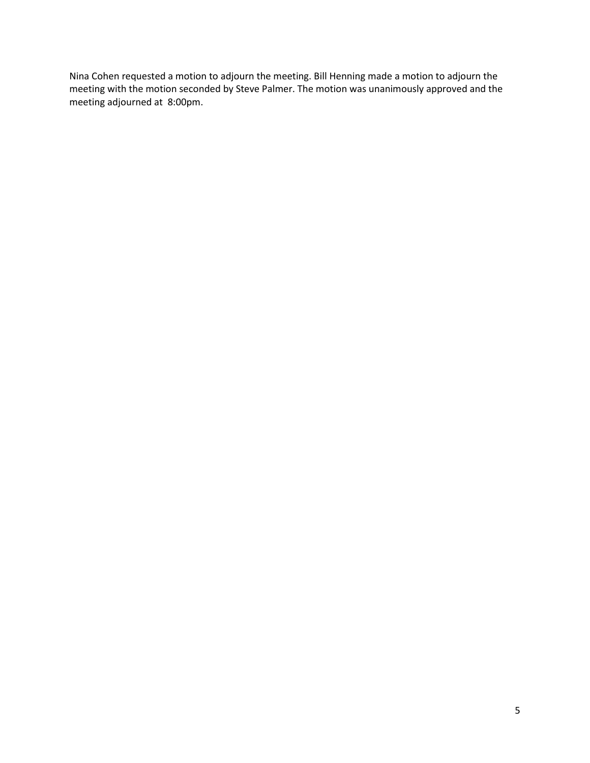Nina Cohen requested a motion to adjourn the meeting. Bill Henning made a motion to adjourn the meeting with the motion seconded by Steve Palmer. The motion was unanimously approved and the meeting adjourned at 8:00pm.